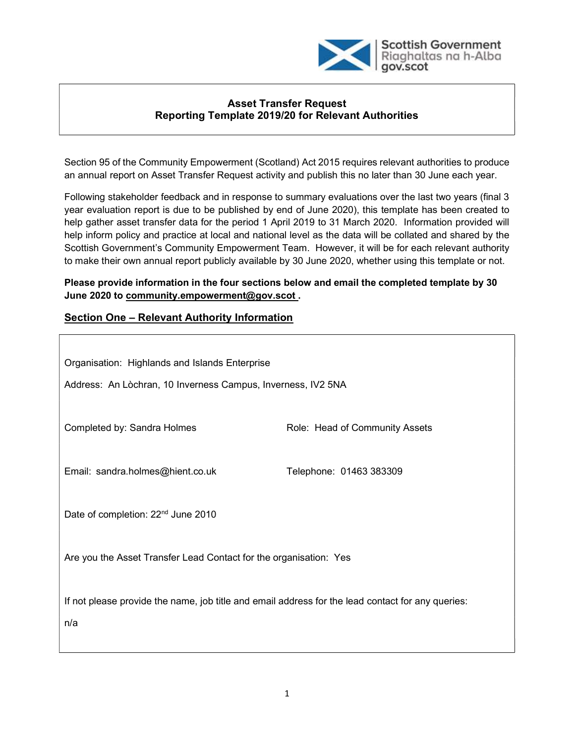**Asset Transfer Request**
**Reporting Template 2019/20 for Relevant Authorities**

Section 95 of the Community Empowerment (Scotland) Act 2015 requires relevant authorities to produce an annual report on Asset Transfer Request activity and publish this no later than 30 June each year.

Following stakeholder feedback and in response to summary evaluations over the last two years (final 3 year evaluation report is due to be published by end of June 2020), this template has been created to help gather asset transfer data for the period 1 April 2019 to 31 March 2020. Information provided will help inform policy and practice at local and national level as the data will be collated and shared by the Scottish Government's Community Empowerment Team. However, it will be for each relevant authority to make their own annual report publicly available by 30 June 2020, whether using this template or not.

**Please provide information in the four sections below and email the completed template by 30 June 2020 to community.empowerment@gov.scot .**

## Section One – Relevant Authority Information

Organisation: Highlands and Islands Enterprise

Address: An Lòchran, 10 Inverness Campus, Inverness, IV2 5NA

Completed by: Sandra Holmes

Role: Head of Community Assets

Email: sandra.holmes@hient.co.uk

Telephone: 01463 383309

Date of completion: 22nd June 2010

Are you the Asset Transfer Lead Contact for the organisation: Yes

If not please provide the name, job title and email address for the lead contact for any queries:

n/a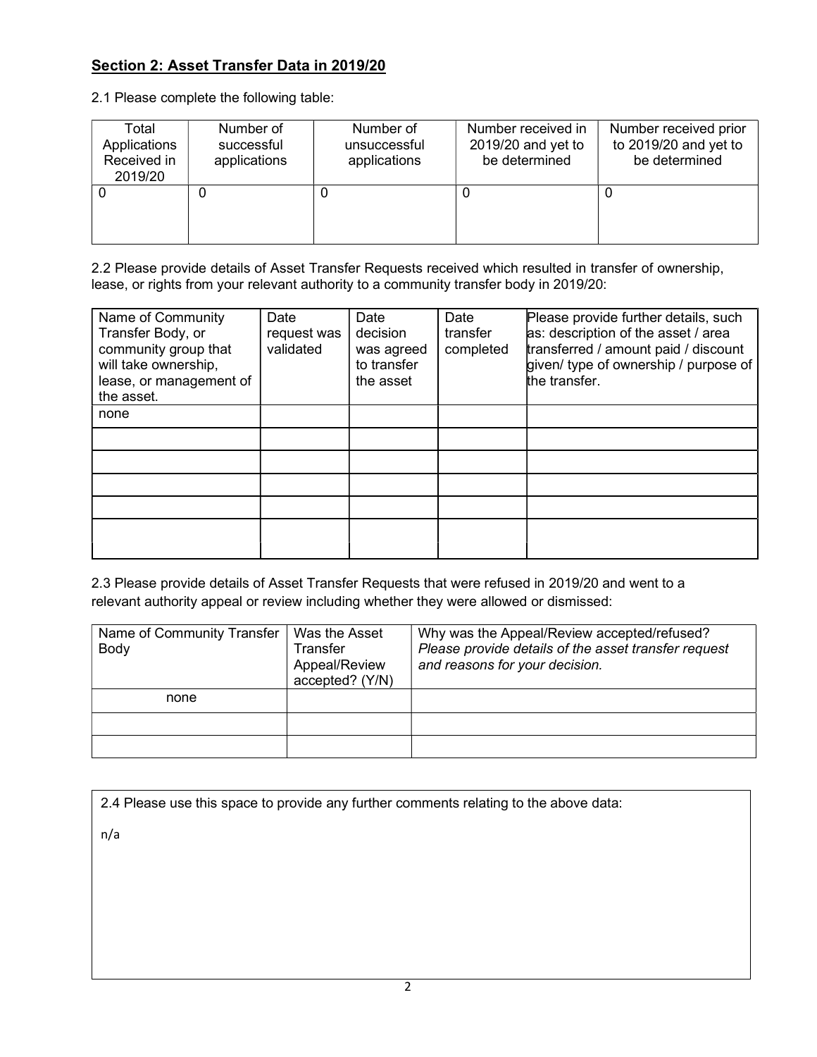## Section 2: Asset Transfer Data in 2019/20

2.1 Please complete the following table:

| Total Applications Received in 2019/20 | Number of successful applications | Number of unsuccessful applications | Number received in 2019/20 and yet to be determined | Number received prior to 2019/20 and yet to be determined |
|---|---|---|---|---|
| 0 | 0 | 0 | 0 | 0 |

2.2 Please provide details of Asset Transfer Requests received which resulted in transfer of ownership, lease, or rights from your relevant authority to a community transfer body in 2019/20:

| Name of Community Transfer Body, or community group that will take ownership, lease, or management of the asset. | Date request was validated | Date decision was agreed to transfer the asset | Date transfer completed | Please provide further details, such as: description of the asset / area transferred / amount paid / discount given/ type of ownership / purpose of the transfer. |
|---|---|---|---|---|
| none | | | | |
| | | | | |
| | | | | |
| | | | | |
| | | | | |
| | | | | |

2.3 Please provide details of Asset Transfer Requests that were refused in 2019/20 and went to a relevant authority appeal or review including whether they were allowed or dismissed:

| Name of Community Transfer Body | Was the Asset Transfer Appeal/Review accepted? (Y/N) | Why was the Appeal/Review accepted/refused? *Please provide details of the asset transfer request and reasons for your decision.* |
|---|---|---|
| none | | |
| | | |
| | | |

2.4 Please use this space to provide any further comments relating to the above data:

n/a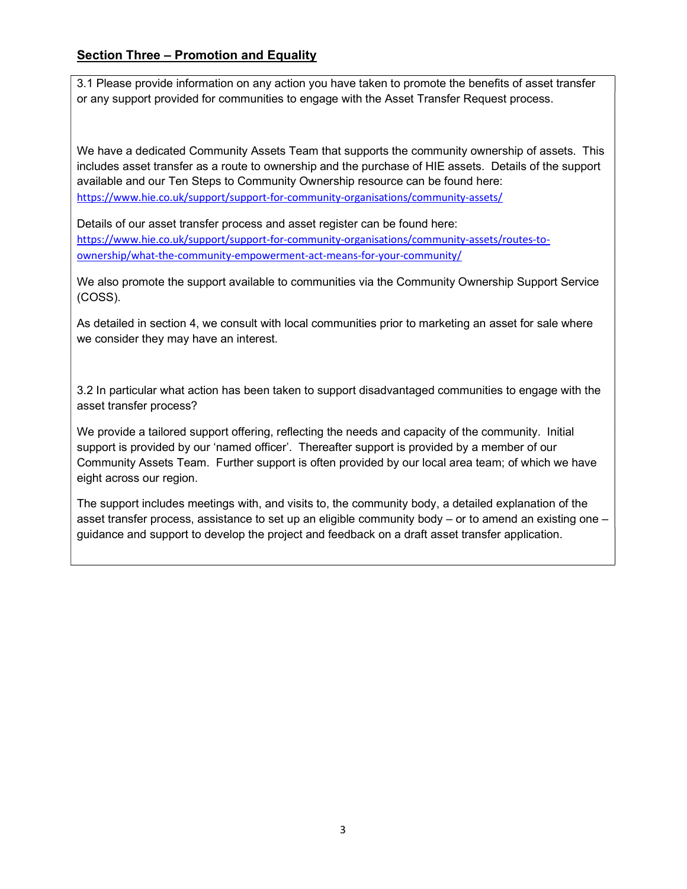## Section Three – Promotion and Equality

3.1 Please provide information on any action you have taken to promote the benefits of asset transfer or any support provided for communities to engage with the Asset Transfer Request process.

We have a dedicated Community Assets Team that supports the community ownership of assets. This includes asset transfer as a route to ownership and the purchase of HIE assets. Details of the support available and our Ten Steps to Community Ownership resource can be found here: https://www.hie.co.uk/support/support-for-community-organisations/community-assets/

Details of our asset transfer process and asset register can be found here: https://www.hie.co.uk/support/support-for-community-organisations/community-assets/routes-to-ownership/what-the-community-empowerment-act-means-for-your-community/

We also promote the support available to communities via the Community Ownership Support Service (COSS).

As detailed in section 4, we consult with local communities prior to marketing an asset for sale where we consider they may have an interest.

3.2 In particular what action has been taken to support disadvantaged communities to engage with the asset transfer process?

We provide a tailored support offering, reflecting the needs and capacity of the community. Initial support is provided by our 'named officer'. Thereafter support is provided by a member of our Community Assets Team. Further support is often provided by our local area team; of which we have eight across our region.

The support includes meetings with, and visits to, the community body, a detailed explanation of the asset transfer process, assistance to set up an eligible community body – or to amend an existing one – guidance and support to develop the project and feedback on a draft asset transfer application.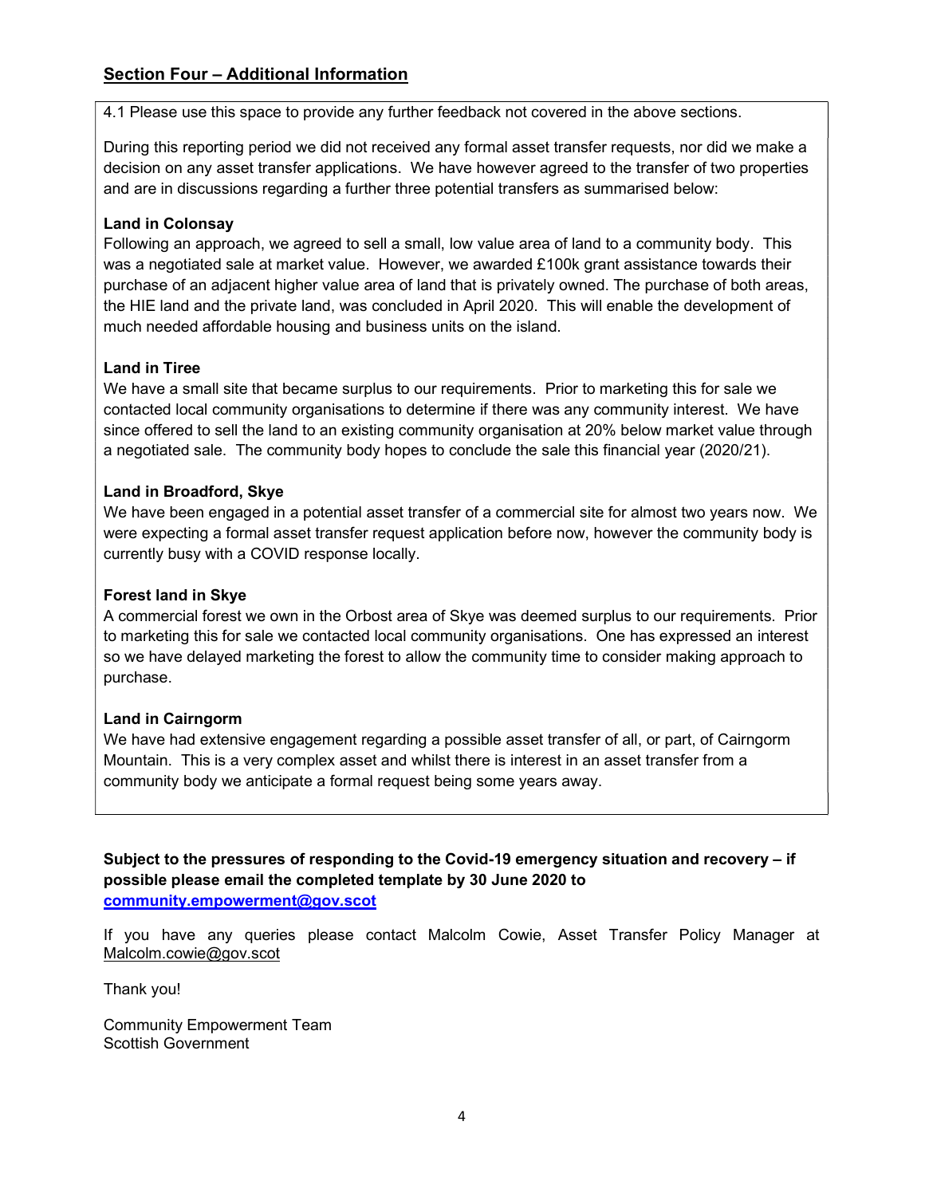## Section Four – Additional Information

4.1 Please use this space to provide any further feedback not covered in the above sections.

During this reporting period we did not received any formal asset transfer requests, nor did we make a decision on any asset transfer applications. We have however agreed to the transfer of two properties and are in discussions regarding a further three potential transfers as summarised below:

**Land in Colonsay**
Following an approach, we agreed to sell a small, low value area of land to a community body. This was a negotiated sale at market value. However, we awarded £100k grant assistance towards their purchase of an adjacent higher value area of land that is privately owned. The purchase of both areas, the HIE land and the private land, was concluded in April 2020. This will enable the development of much needed affordable housing and business units on the island.

**Land in Tiree**
We have a small site that became surplus to our requirements. Prior to marketing this for sale we contacted local community organisations to determine if there was any community interest. We have since offered to sell the land to an existing community organisation at 20% below market value through a negotiated sale. The community body hopes to conclude the sale this financial year (2020/21).

**Land in Broadford, Skye**
We have been engaged in a potential asset transfer of a commercial site for almost two years now. We were expecting a formal asset transfer request application before now, however the community body is currently busy with a COVID response locally.

**Forest land in Skye**
A commercial forest we own in the Orbost area of Skye was deemed surplus to our requirements. Prior to marketing this for sale we contacted local community organisations. One has expressed an interest so we have delayed marketing the forest to allow the community time to consider making approach to purchase.

**Land in Cairngorm**
We have had extensive engagement regarding a possible asset transfer of all, or part, of Cairngorm Mountain. This is a very complex asset and whilst there is interest in an asset transfer from a community body we anticipate a formal request being some years away.

**Subject to the pressures of responding to the Covid-19 emergency situation and recovery – if possible please email the completed template by 30 June 2020 to [community.empowerment@gov.scot](mailto:community.empowerment@gov.scot)**

If you have any queries please contact Malcolm Cowie, Asset Transfer Policy Manager at Malcolm.cowie@gov.scot

Thank you!

Community Empowerment Team
Scottish Government